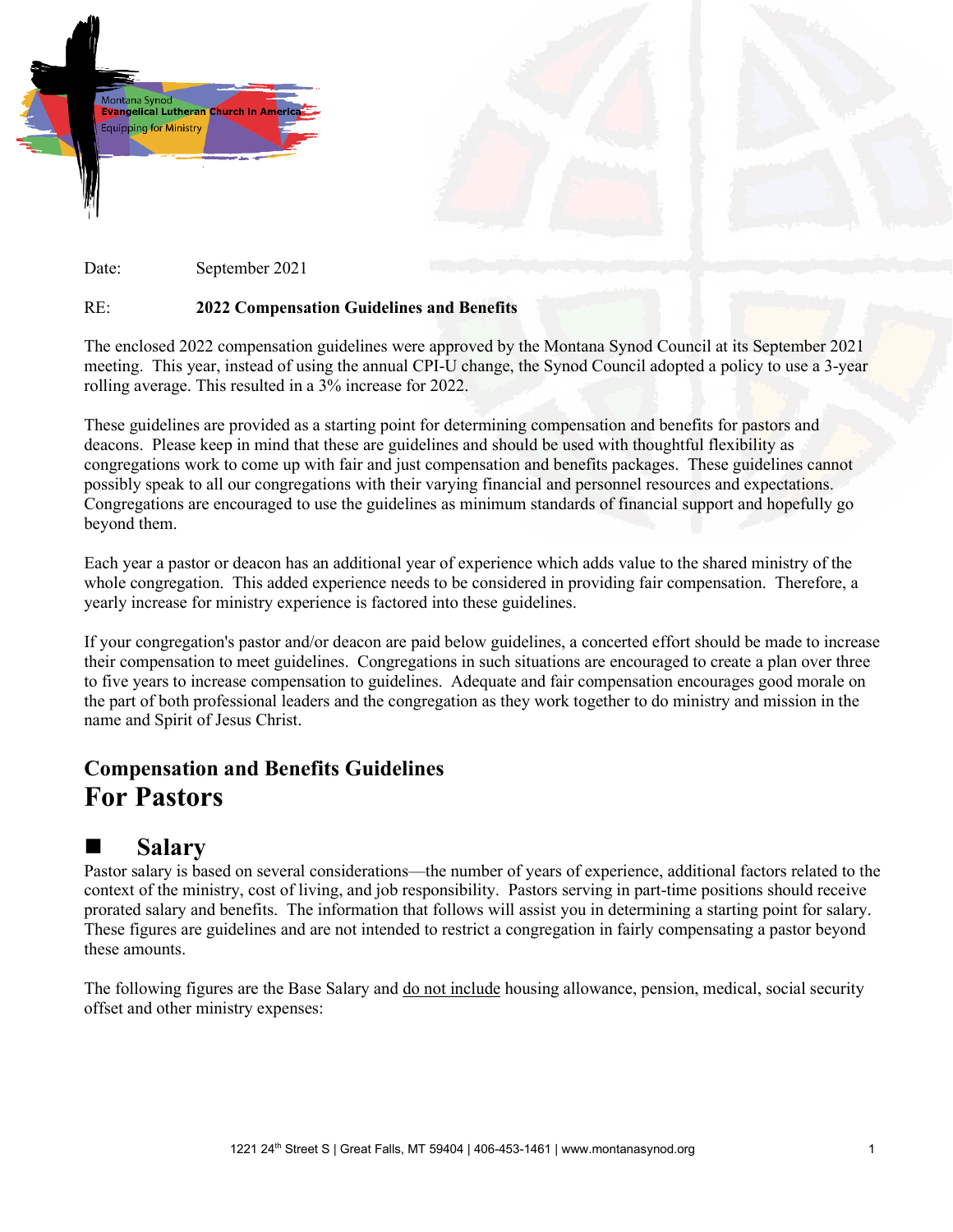Montana Synod
Evangelical Lutheran Church in America
Equipping for Ministry

Date: September 2021

RE: **2022 Compensation Guidelines and Benefits**

The enclosed 2022 compensation guidelines were approved by the Montana Synod Council at its September 2021 meeting. This year, instead of using the annual CPI-U change, the Synod Council adopted a policy to use a 3-year rolling average. This resulted in a 3% increase for 2022.

These guidelines are provided as a starting point for determining compensation and benefits for pastors and deacons. Please keep in mind that these are guidelines and should be used with thoughtful flexibility as congregations work to come up with fair and just compensation and benefits packages. These guidelines cannot possibly speak to all our congregations with their varying financial and personnel resources and expectations. Congregations are encouraged to use the guidelines as minimum standards of financial support and hopefully go beyond them.

Each year a pastor or deacon has an additional year of experience which adds value to the shared ministry of the whole congregation. This added experience needs to be considered in providing fair compensation. Therefore, a yearly increase for ministry experience is factored into these guidelines.

If your congregation's pastor and/or deacon are paid below guidelines, a concerted effort should be made to increase their compensation to meet guidelines. Congregations in such situations are encouraged to create a plan over three to five years to increase compensation to guidelines. Adequate and fair compensation encourages good morale on the part of both professional leaders and the congregation as they work together to do ministry and mission in the name and Spirit of Jesus Christ.

## Compensation and Benefits Guidelines
# For Pastors

## ■ Salary

Pastor salary is based on several considerations—the number of years of experience, additional factors related to the context of the ministry, cost of living, and job responsibility. Pastors serving in part-time positions should receive prorated salary and benefits. The information that follows will assist you in determining a starting point for salary. These figures are guidelines and are not intended to restrict a congregation in fairly compensating a pastor beyond these amounts.

The following figures are the Base Salary and do not include housing allowance, pension, medical, social security offset and other ministry expenses: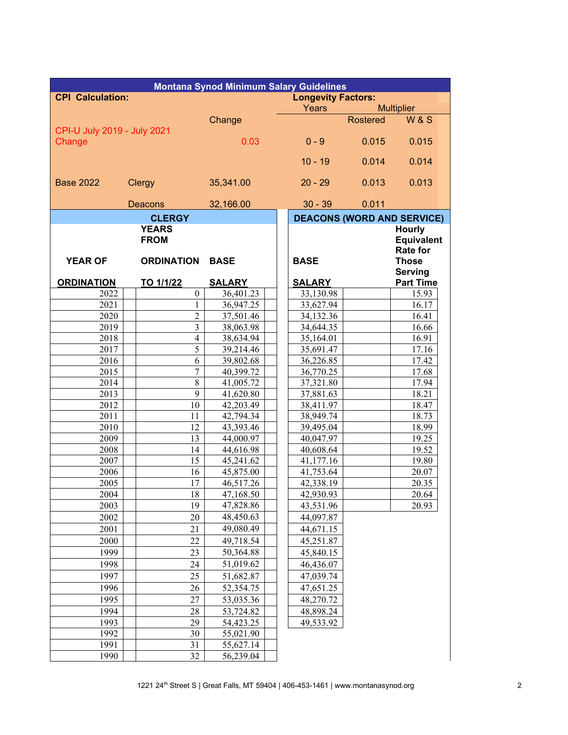## Montana Synod Minimum Salary Guidelines

**CPI Calculation:**

| | | Change |
|---|---|---|
| CPI-U July 2019 - July 2021 Change | | 0.03 |
| Base 2022 | Clergy | 35,341.00 |
| | Deacons | 32,166.00 |

**Longevity Factors:**

| Years | Multiplier Rostered | Multiplier W & S |
|---|---|---|
| 0 - 9 | 0.015 | 0.015 |
| 10 - 19 | 0.014 | 0.014 |
| 20 - 29 | 0.013 | 0.013 |
| 30 - 39 | 0.011 | |

| CLERGY | | | DEACONS (WORD AND SERVICE) | |
|---|---|---|---|---|
| **YEAR OF ORDINATION** | **YEARS FROM ORDINATION TO 1/1/22** | **BASE SALARY** | **BASE SALARY** | **Hourly Equivalent Rate for Those Serving Part Time** |
| 2022 | 0 | 36,401.23 | 33,130.98 | 15.93 |
| 2021 | 1 | 36,947.25 | 33,627.94 | 16.17 |
| 2020 | 2 | 37,501.46 | 34,132.36 | 16.41 |
| 2019 | 3 | 38,063.98 | 34,644.35 | 16.66 |
| 2018 | 4 | 38,634.94 | 35,164.01 | 16.91 |
| 2017 | 5 | 39,214.46 | 35,691.47 | 17.16 |
| 2016 | 6 | 39,802.68 | 36,226.85 | 17.42 |
| 2015 | 7 | 40,399.72 | 36,770.25 | 17.68 |
| 2014 | 8 | 41,005.72 | 37,321.80 | 17.94 |
| 2013 | 9 | 41,620.80 | 37,881.63 | 18.21 |
| 2012 | 10 | 42,203.49 | 38,411.97 | 18.47 |
| 2011 | 11 | 42,794.34 | 38,949.74 | 18.73 |
| 2010 | 12 | 43,393.46 | 39,495.04 | 18.99 |
| 2009 | 13 | 44,000.97 | 40,047.97 | 19.25 |
| 2008 | 14 | 44,616.98 | 40,608.64 | 19.52 |
| 2007 | 15 | 45,241.62 | 41,177.16 | 19.80 |
| 2006 | 16 | 45,875.00 | 41,753.64 | 20.07 |
| 2005 | 17 | 46,517.26 | 42,338.19 | 20.35 |
| 2004 | 18 | 47,168.50 | 42,930.93 | 20.64 |
| 2003 | 19 | 47,828.86 | 43,531.96 | 20.93 |
| 2002 | 20 | 48,450.63 | 44,097.87 | |
| 2001 | 21 | 49,080.49 | 44,671.15 | |
| 2000 | 22 | 49,718.54 | 45,251.87 | |
| 1999 | 23 | 50,364.88 | 45,840.15 | |
| 1998 | 24 | 51,019.62 | 46,436.07 | |
| 1997 | 25 | 51,682.87 | 47,039.74 | |
| 1996 | 26 | 52,354.75 | 47,651.25 | |
| 1995 | 27 | 53,035.36 | 48,270.72 | |
| 1994 | 28 | 53,724.82 | 48,898.24 | |
| 1993 | 29 | 54,423.25 | 49,533.92 | |
| 1992 | 30 | 55,021.90 | | |
| 1991 | 31 | 55,627.14 | | |
| 1990 | 32 | 56,239.04 | | |

1221 24th Street S | Great Falls, MT 59404 | 406-453-1461 | www.montanasynod.org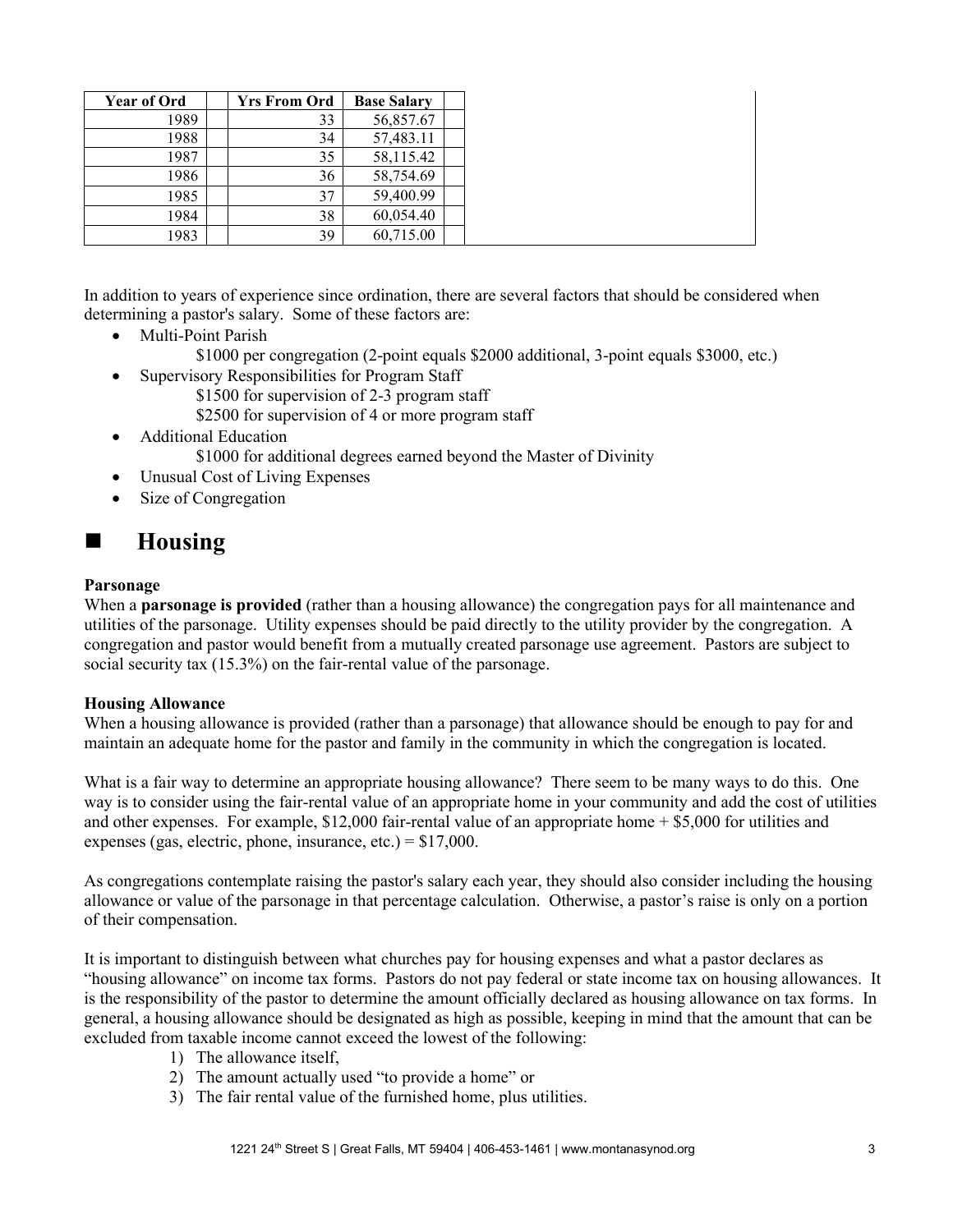| Year of Ord | | Yrs From Ord | Base Salary | |
|---|---|---|---|---|
| 1989 | | 33 | 56,857.67 | |
| 1988 | | 34 | 57,483.11 | |
| 1987 | | 35 | 58,115.42 | |
| 1986 | | 36 | 58,754.69 | |
| 1985 | | 37 | 59,400.99 | |
| 1984 | | 38 | 60,054.40 | |
| 1983 | | 39 | 60,715.00 | |

In addition to years of experience since ordination, there are several factors that should be considered when determining a pastor's salary. Some of these factors are:

- Multi-Point Parish
  - $1000 per congregation (2-point equals $2000 additional, 3-point equals $3000, etc.)
- Supervisory Responsibilities for Program Staff
  - $1500 for supervision of 2-3 program staff
  - $2500 for supervision of 4 or more program staff
- Additional Education
  - $1000 for additional degrees earned beyond the Master of Divinity
- Unusual Cost of Living Expenses
- Size of Congregation

## Housing

**Parsonage**

When a **parsonage is provided** (rather than a housing allowance) the congregation pays for all maintenance and utilities of the parsonage. Utility expenses should be paid directly to the utility provider by the congregation. A congregation and pastor would benefit from a mutually created parsonage use agreement. Pastors are subject to social security tax (15.3%) on the fair-rental value of the parsonage.

**Housing Allowance**

When a housing allowance is provided (rather than a parsonage) that allowance should be enough to pay for and maintain an adequate home for the pastor and family in the community in which the congregation is located.

What is a fair way to determine an appropriate housing allowance? There seem to be many ways to do this. One way is to consider using the fair-rental value of an appropriate home in your community and add the cost of utilities and other expenses. For example, $12,000 fair-rental value of an appropriate home + $5,000 for utilities and expenses (gas, electric, phone, insurance, etc.) = $17,000.

As congregations contemplate raising the pastor's salary each year, they should also consider including the housing allowance or value of the parsonage in that percentage calculation. Otherwise, a pastor's raise is only on a portion of their compensation.

It is important to distinguish between what churches pay for housing expenses and what a pastor declares as "housing allowance" on income tax forms. Pastors do not pay federal or state income tax on housing allowances. It is the responsibility of the pastor to determine the amount officially declared as housing allowance on tax forms. In general, a housing allowance should be designated as high as possible, keeping in mind that the amount that can be excluded from taxable income cannot exceed the lowest of the following:

1) The allowance itself,
2) The amount actually used "to provide a home" or
3) The fair rental value of the furnished home, plus utilities.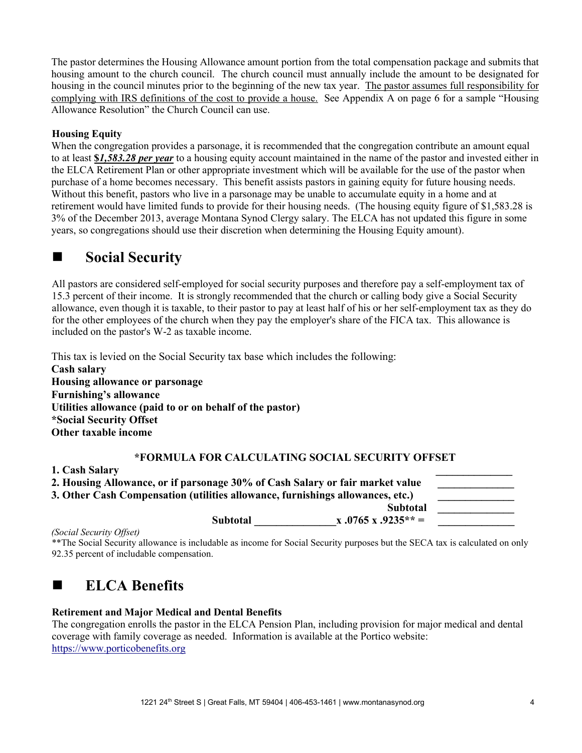The pastor determines the Housing Allowance amount portion from the total compensation package and submits that housing amount to the church council. The church council must annually include the amount to be designated for housing in the council minutes prior to the beginning of the new tax year. <u>The pastor assumes full responsibility for complying with IRS definitions of the cost to provide a house.</u> See Appendix A on page 6 for a sample "Housing Allowance Resolution" the Church Council can use.

**Housing Equity**

When the congregation provides a parsonage, it is recommended that the congregation contribute an amount equal to at least ***<u>$1,583.28 per year</u>*** to a housing equity account maintained in the name of the pastor and invested either in the ELCA Retirement Plan or other appropriate investment which will be available for the use of the pastor when purchase of a home becomes necessary. This benefit assists pastors in gaining equity for future housing needs. Without this benefit, pastors who live in a parsonage may be unable to accumulate equity in a home and at retirement would have limited funds to provide for their housing needs. (The housing equity figure of $1,583.28 is 3% of the December 2013, average Montana Synod Clergy salary. The ELCA has not updated this figure in some years, so congregations should use their discretion when determining the Housing Equity amount).

## ■ Social Security

All pastors are considered self-employed for social security purposes and therefore pay a self-employment tax of 15.3 percent of their income. It is strongly recommended that the church or calling body give a Social Security allowance, even though it is taxable, to their pastor to pay at least half of his or her self-employment tax as they do for the other employees of the church when they pay the employer's share of the FICA tax. This allowance is included on the pastor's W-2 as taxable income.

This tax is levied on the Social Security tax base which includes the following:

**Cash salary**
**Housing allowance or parsonage**
**Furnishing's allowance**
**Utilities allowance (paid to or on behalf of the pastor)**
***Social Security Offset**
**Other taxable income**

**\*FORMULA FOR CALCULATING SOCIAL SECURITY OFFSET**

**1. Cash Salary** ______________
**2. Housing Allowance, or if parsonage 30% of Cash Salary or fair market value** ______________
**3. Other Cash Compensation (utilities allowance, furnishings allowances, etc.)** ______________
**Subtotal** ______________
**Subtotal ______________ x .0765 x .9235\*\* =** ______________

*(Social Security Offset)*

\*\*The Social Security allowance is includable as income for Social Security purposes but the SECA tax is calculated on only 92.35 percent of includable compensation.

## ■ ELCA Benefits

**Retirement and Major Medical and Dental Benefits**

The congregation enrolls the pastor in the ELCA Pension Plan, including provision for major medical and dental coverage with family coverage as needed. Information is available at the Portico website: https://www.porticobenefits.org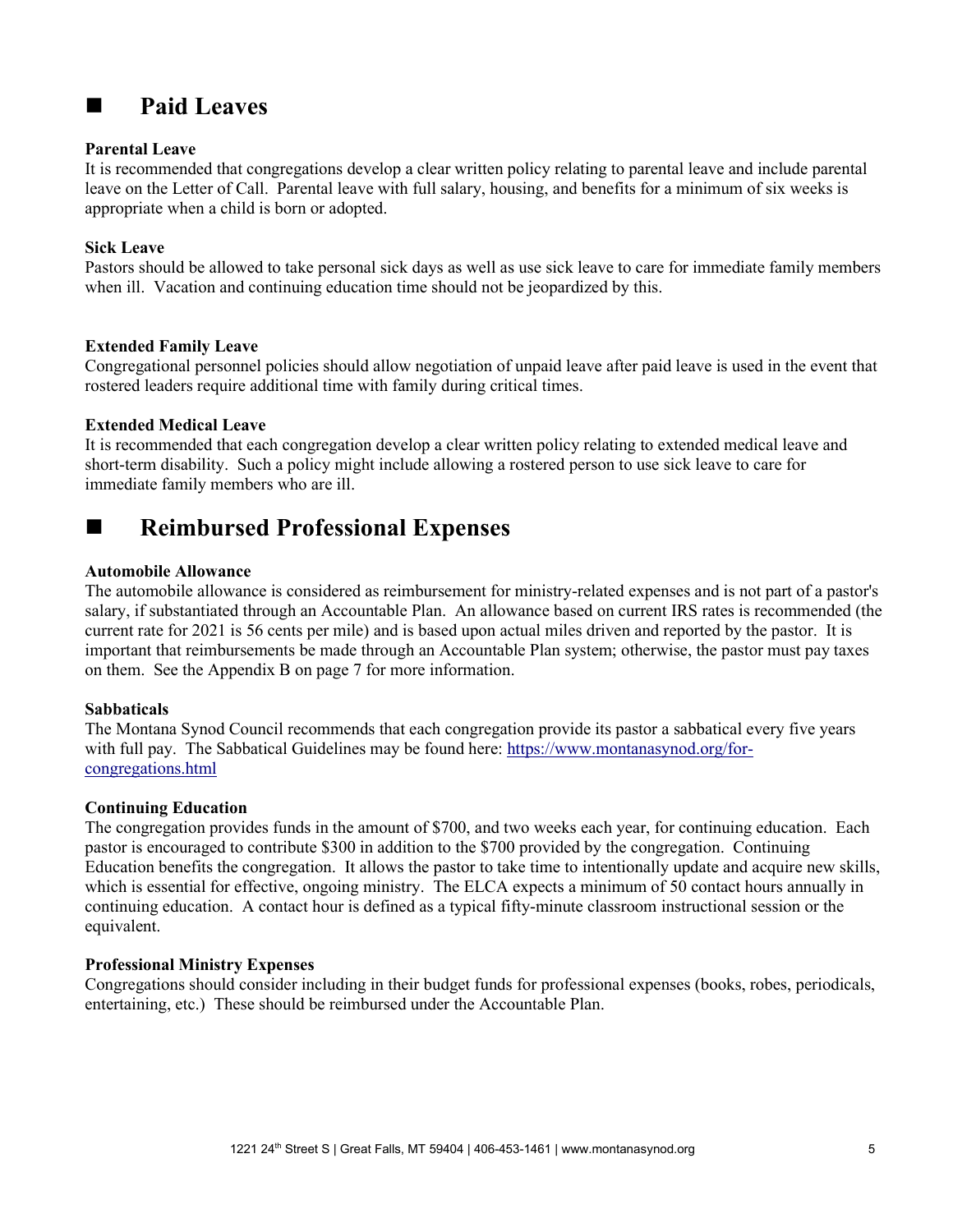## ■ Paid Leaves

**Parental Leave**
It is recommended that congregations develop a clear written policy relating to parental leave and include parental leave on the Letter of Call. Parental leave with full salary, housing, and benefits for a minimum of six weeks is appropriate when a child is born or adopted.

**Sick Leave**
Pastors should be allowed to take personal sick days as well as use sick leave to care for immediate family members when ill. Vacation and continuing education time should not be jeopardized by this.

**Extended Family Leave**
Congregational personnel policies should allow negotiation of unpaid leave after paid leave is used in the event that rostered leaders require additional time with family during critical times.

**Extended Medical Leave**
It is recommended that each congregation develop a clear written policy relating to extended medical leave and short-term disability. Such a policy might include allowing a rostered person to use sick leave to care for immediate family members who are ill.

## ■ Reimbursed Professional Expenses

**Automobile Allowance**
The automobile allowance is considered as reimbursement for ministry-related expenses and is not part of a pastor's salary, if substantiated through an Accountable Plan. An allowance based on current IRS rates is recommended (the current rate for 2021 is 56 cents per mile) and is based upon actual miles driven and reported by the pastor. It is important that reimbursements be made through an Accountable Plan system; otherwise, the pastor must pay taxes on them. See the Appendix B on page 7 for more information.

**Sabbaticals**
The Montana Synod Council recommends that each congregation provide its pastor a sabbatical every five years with full pay. The Sabbatical Guidelines may be found here: [https://www.montanasynod.org/for-congregations.html](https://www.montanasynod.org/for-congregations.html)

**Continuing Education**
The congregation provides funds in the amount of $700, and two weeks each year, for continuing education. Each pastor is encouraged to contribute $300 in addition to the $700 provided by the congregation. Continuing Education benefits the congregation. It allows the pastor to take time to intentionally update and acquire new skills, which is essential for effective, ongoing ministry. The ELCA expects a minimum of 50 contact hours annually in continuing education. A contact hour is defined as a typical fifty-minute classroom instructional session or the equivalent.

**Professional Ministry Expenses**
Congregations should consider including in their budget funds for professional expenses (books, robes, periodicals, entertaining, etc.) These should be reimbursed under the Accountable Plan.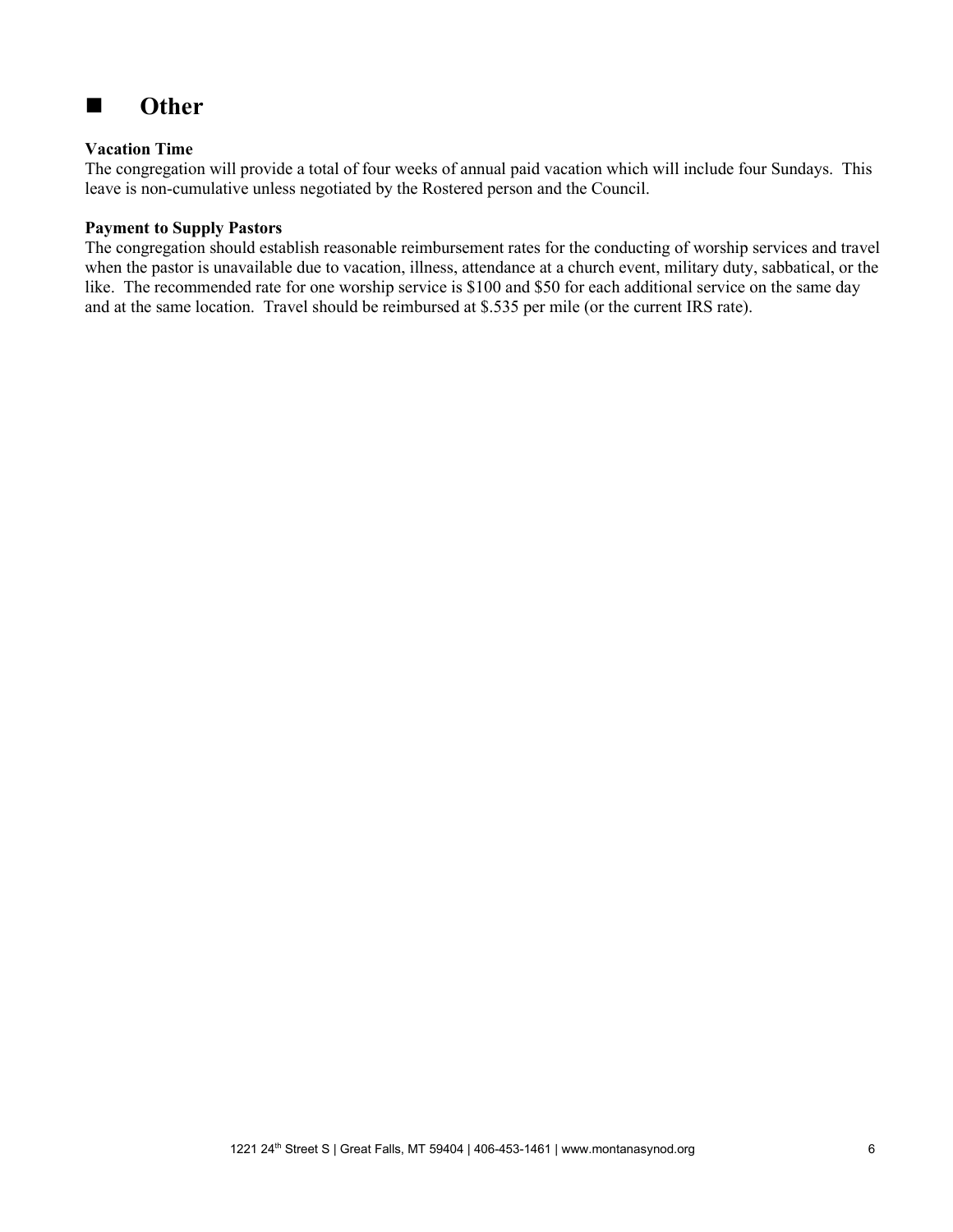## ■ Other

**Vacation Time**

The congregation will provide a total of four weeks of annual paid vacation which will include four Sundays. This leave is non-cumulative unless negotiated by the Rostered person and the Council.

**Payment to Supply Pastors**

The congregation should establish reasonable reimbursement rates for the conducting of worship services and travel when the pastor is unavailable due to vacation, illness, attendance at a church event, military duty, sabbatical, or the like. The recommended rate for one worship service is $100 and $50 for each additional service on the same day and at the same location. Travel should be reimbursed at $.535 per mile (or the current IRS rate).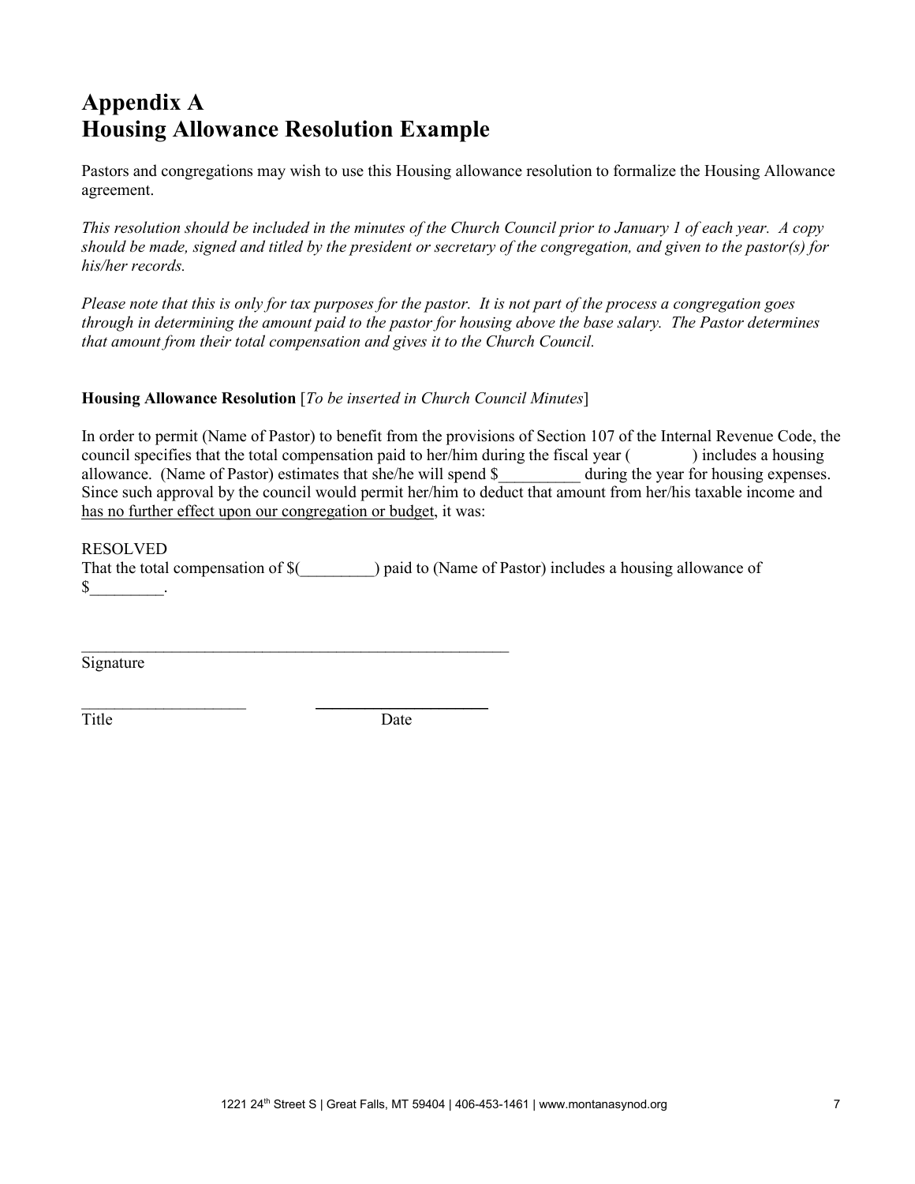# Appendix A
# Housing Allowance Resolution Example

Pastors and congregations may wish to use this Housing allowance resolution to formalize the Housing Allowance agreement.

*This resolution should be included in the minutes of the Church Council prior to January 1 of each year. A copy should be made, signed and titled by the president or secretary of the congregation, and given to the pastor(s) for his/her records.*

*Please note that this is only for tax purposes for the pastor. It is not part of the process a congregation goes through in determining the amount paid to the pastor for housing above the base salary. The Pastor determines that amount from their total compensation and gives it to the Church Council.*

**Housing Allowance Resolution** [*To be inserted in Church Council Minutes*]

In order to permit (Name of Pastor) to benefit from the provisions of Section 107 of the Internal Revenue Code, the council specifies that the total compensation paid to her/him during the fiscal year (          ) includes a housing allowance. (Name of Pastor) estimates that she/he will spend $__________ during the year for housing expenses. Since such approval by the council would permit her/him to deduct that amount from her/his taxable income and <u>has no further effect upon our congregation or budget</u>, it was:

RESOLVED
That the total compensation of $(_________) paid to (Name of Pastor) includes a housing allowance of $_________.

_______________________________________________________
Signature

____________________          ______________________
Title                                          Date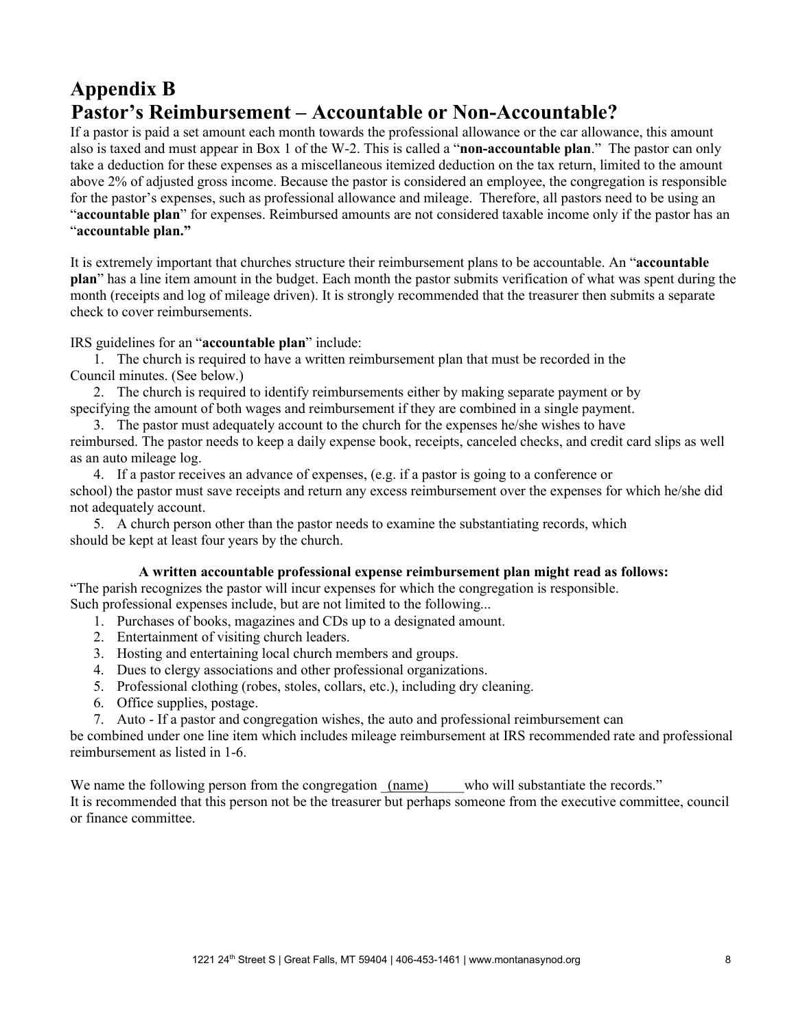# Appendix B
## Pastor's Reimbursement – Accountable or Non-Accountable?

If a pastor is paid a set amount each month towards the professional allowance or the car allowance, this amount also is taxed and must appear in Box 1 of the W-2. This is called a "**non-accountable plan**." The pastor can only take a deduction for these expenses as a miscellaneous itemized deduction on the tax return, limited to the amount above 2% of adjusted gross income. Because the pastor is considered an employee, the congregation is responsible for the pastor's expenses, such as professional allowance and mileage. Therefore, all pastors need to be using an "**accountable plan**" for expenses. Reimbursed amounts are not considered taxable income only if the pastor has an "**accountable plan.**"

It is extremely important that churches structure their reimbursement plans to be accountable. An "**accountable plan**" has a line item amount in the budget. Each month the pastor submits verification of what was spent during the month (receipts and log of mileage driven). It is strongly recommended that the treasurer then submits a separate check to cover reimbursements.

IRS guidelines for an "**accountable plan**" include:

1. The church is required to have a written reimbursement plan that must be recorded in the Council minutes. (See below.)
2. The church is required to identify reimbursements either by making separate payment or by specifying the amount of both wages and reimbursement if they are combined in a single payment.
3. The pastor must adequately account to the church for the expenses he/she wishes to have reimbursed. The pastor needs to keep a daily expense book, receipts, canceled checks, and credit card slips as well as an auto mileage log.
4. If a pastor receives an advance of expenses, (e.g. if a pastor is going to a conference or school) the pastor must save receipts and return any excess reimbursement over the expenses for which he/she did not adequately account.
5. A church person other than the pastor needs to examine the substantiating records, which should be kept at least four years by the church.

**A written accountable professional expense reimbursement plan might read as follows:**

"The parish recognizes the pastor will incur expenses for which the congregation is responsible. Such professional expenses include, but are not limited to the following...

1. Purchases of books, magazines and CDs up to a designated amount.
2. Entertainment of visiting church leaders.
3. Hosting and entertaining local church members and groups.
4. Dues to clergy associations and other professional organizations.
5. Professional clothing (robes, stoles, collars, etc.), including dry cleaning.
6. Office supplies, postage.
7. Auto - If a pastor and congregation wishes, the auto and professional reimbursement can be combined under one line item which includes mileage reimbursement at IRS recommended rate and professional reimbursement as listed in 1-6.

We name the following person from the congregation _(name)_____who will substantiate the records."

It is recommended that this person not be the treasurer but perhaps someone from the executive committee, council or finance committee.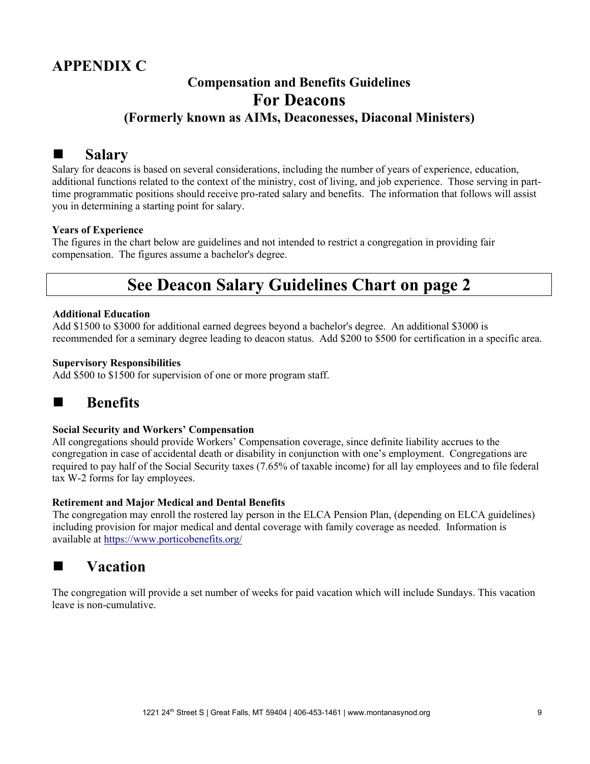# APPENDIX C

## Compensation and Benefits Guidelines

## For Deacons

### (Formerly known as AIMs, Deaconesses, Diaconal Ministers)

## ■ Salary

Salary for deacons is based on several considerations, including the number of years of experience, education, additional functions related to the context of the ministry, cost of living, and job experience. Those serving in part-time programmatic positions should receive pro-rated salary and benefits. The information that follows will assist you in determining a starting point for salary.

**Years of Experience**

The figures in the chart below are guidelines and not intended to restrict a congregation in providing fair compensation. The figures assume a bachelor's degree.

**See Deacon Salary Guidelines Chart on page 2**

**Additional Education**

Add $1500 to $3000 for additional earned degrees beyond a bachelor's degree. An additional $3000 is recommended for a seminary degree leading to deacon status. Add $200 to $500 for certification in a specific area.

**Supervisory Responsibilities**

Add $500 to $1500 for supervision of one or more program staff.

## ■ Benefits

**Social Security and Workers' Compensation**

All congregations should provide Workers' Compensation coverage, since definite liability accrues to the congregation in case of accidental death or disability in conjunction with one's employment. Congregations are required to pay half of the Social Security taxes (7.65% of taxable income) for all lay employees and to file federal tax W-2 forms for lay employees.

**Retirement and Major Medical and Dental Benefits**

The congregation may enroll the rostered lay person in the ELCA Pension Plan, (depending on ELCA guidelines) including provision for major medical and dental coverage with family coverage as needed. Information is available at [https://www.porticobenefits.org/](https://www.porticobenefits.org/)

## ■ Vacation

The congregation will provide a set number of weeks for paid vacation which will include Sundays. This vacation leave is non-cumulative.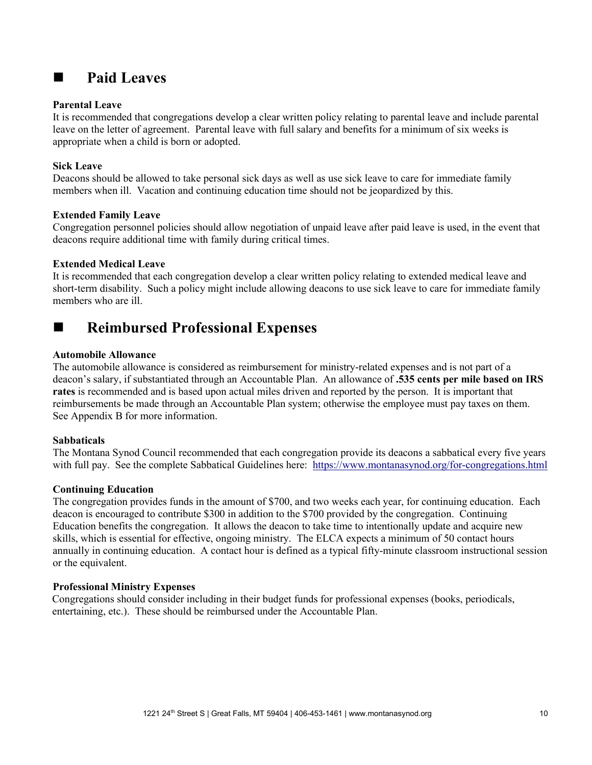## ■ Paid Leaves

**Parental Leave**
It is recommended that congregations develop a clear written policy relating to parental leave and include parental leave on the letter of agreement. Parental leave with full salary and benefits for a minimum of six weeks is appropriate when a child is born or adopted.

**Sick Leave**
Deacons should be allowed to take personal sick days as well as use sick leave to care for immediate family members when ill. Vacation and continuing education time should not be jeopardized by this.

**Extended Family Leave**
Congregation personnel policies should allow negotiation of unpaid leave after paid leave is used, in the event that deacons require additional time with family during critical times.

**Extended Medical Leave**
It is recommended that each congregation develop a clear written policy relating to extended medical leave and short-term disability. Such a policy might include allowing deacons to use sick leave to care for immediate family members who are ill.

## ■ Reimbursed Professional Expenses

**Automobile Allowance**
The automobile allowance is considered as reimbursement for ministry-related expenses and is not part of a deacon's salary, if substantiated through an Accountable Plan. An allowance of **.535 cents per mile based on IRS rates** is recommended and is based upon actual miles driven and reported by the person. It is important that reimbursements be made through an Accountable Plan system; otherwise the employee must pay taxes on them. See Appendix B for more information.

**Sabbaticals**
The Montana Synod Council recommended that each congregation provide its deacons a sabbatical every five years with full pay. See the complete Sabbatical Guidelines here: https://www.montanasynod.org/for-congregations.html

**Continuing Education**
The congregation provides funds in the amount of $700, and two weeks each year, for continuing education. Each deacon is encouraged to contribute $300 in addition to the $700 provided by the congregation. Continuing Education benefits the congregation. It allows the deacon to take time to intentionally update and acquire new skills, which is essential for effective, ongoing ministry. The ELCA expects a minimum of 50 contact hours annually in continuing education. A contact hour is defined as a typical fifty-minute classroom instructional session or the equivalent.

**Professional Ministry Expenses**
Congregations should consider including in their budget funds for professional expenses (books, periodicals, entertaining, etc.). These should be reimbursed under the Accountable Plan.